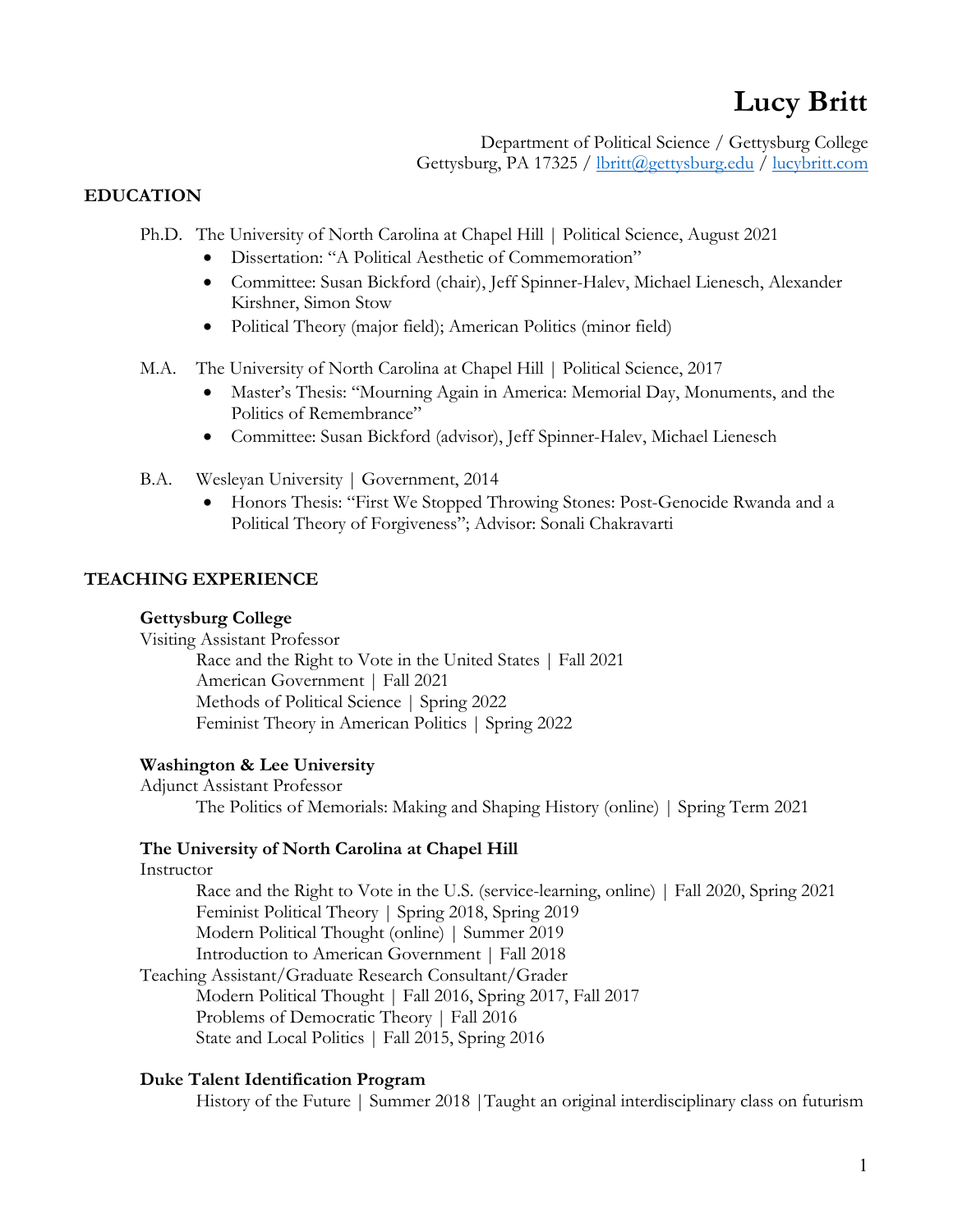# Lucy Britt

Department of Political Science / Gettysburg College
Gettysburg, PA 17325 / lbritt@gettysburg.edu / lucybritt.com

## EDUCATION

Ph.D. The University of North Carolina at Chapel Hill | Political Science, August 2021

- Dissertation: "A Political Aesthetic of Commemoration"
- Committee: Susan Bickford (chair), Jeff Spinner-Halev, Michael Lienesch, Alexander Kirshner, Simon Stow
- Political Theory (major field); American Politics (minor field)

M.A. The University of North Carolina at Chapel Hill | Political Science, 2017

- Master's Thesis: "Mourning Again in America: Memorial Day, Monuments, and the Politics of Remembrance"
- Committee: Susan Bickford (advisor), Jeff Spinner-Halev, Michael Lienesch

B.A. Wesleyan University | Government, 2014

- Honors Thesis: "First We Stopped Throwing Stones: Post-Genocide Rwanda and a Political Theory of Forgiveness"; Advisor: Sonali Chakravarti

## TEACHING EXPERIENCE

**Gettysburg College**

Visiting Assistant Professor

- Race and the Right to Vote in the United States | Fall 2021
- American Government | Fall 2021
- Methods of Political Science | Spring 2022
- Feminist Theory in American Politics | Spring 2022

**Washington & Lee University**

Adjunct Assistant Professor

- The Politics of Memorials: Making and Shaping History (online) | Spring Term 2021

**The University of North Carolina at Chapel Hill**

Instructor

- Race and the Right to Vote in the U.S. (service-learning, online) | Fall 2020, Spring 2021
- Feminist Political Theory | Spring 2018, Spring 2019
- Modern Political Thought (online) | Summer 2019
- Introduction to American Government | Fall 2018

Teaching Assistant/Graduate Research Consultant/Grader

- Modern Political Thought | Fall 2016, Spring 2017, Fall 2017
- Problems of Democratic Theory | Fall 2016
- State and Local Politics | Fall 2015, Spring 2016

**Duke Talent Identification Program**

- History of the Future | Summer 2018 |Taught an original interdisciplinary class on futurism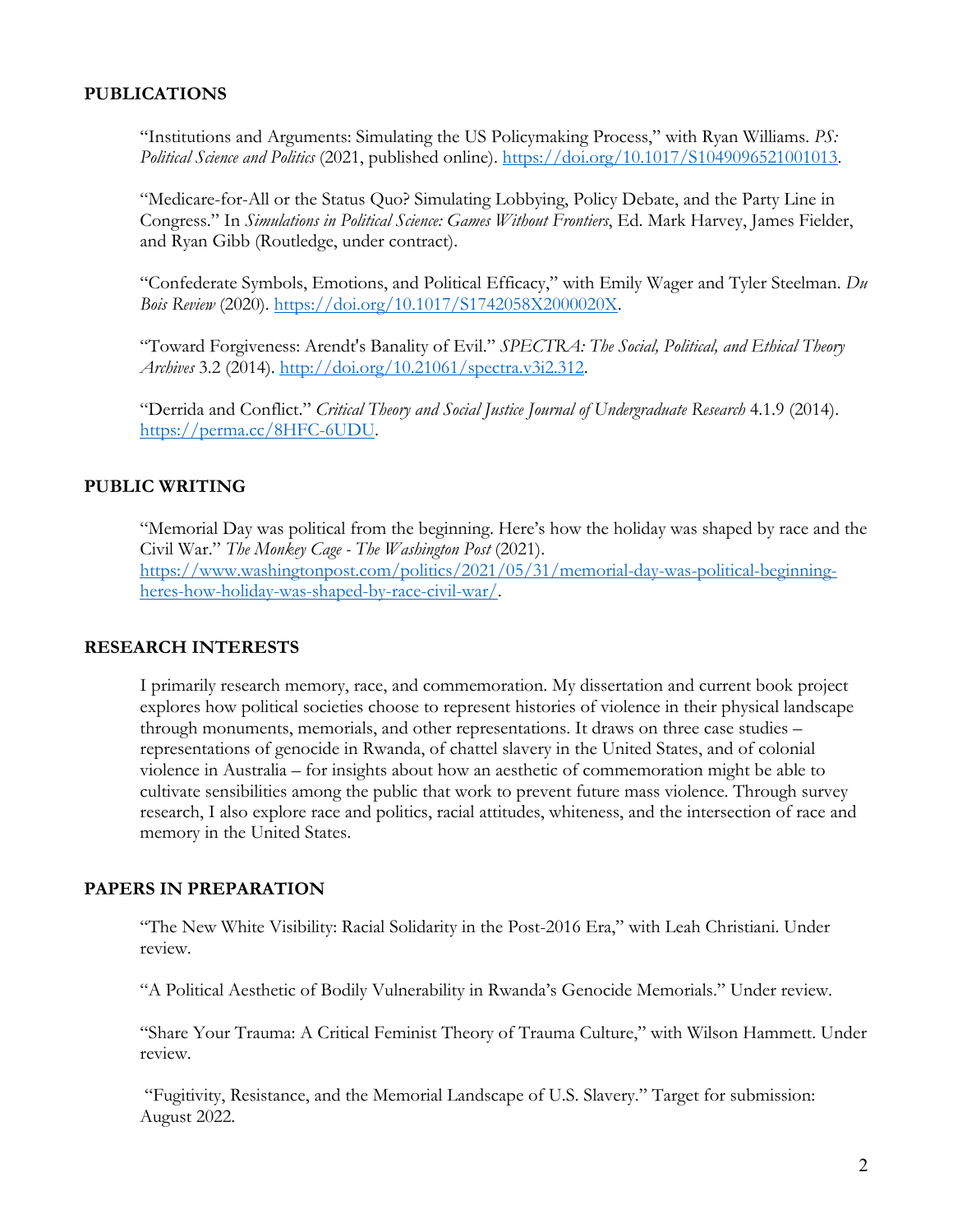## PUBLICATIONS

"Institutions and Arguments: Simulating the US Policymaking Process," with Ryan Williams. *PS: Political Science and Politics* (2021, published online). https://doi.org/10.1017/S1049096521001013.

"Medicare-for-All or the Status Quo? Simulating Lobbying, Policy Debate, and the Party Line in Congress." In *Simulations in Political Science: Games Without Frontiers*, Ed. Mark Harvey, James Fielder, and Ryan Gibb (Routledge, under contract).

"Confederate Symbols, Emotions, and Political Efficacy," with Emily Wager and Tyler Steelman. *Du Bois Review* (2020). https://doi.org/10.1017/S1742058X2000020X.

"Toward Forgiveness: Arendt's Banality of Evil." *SPECTRA: The Social, Political, and Ethical Theory Archives* 3.2 (2014). http://doi.org/10.21061/spectra.v3i2.312.

"Derrida and Conflict." *Critical Theory and Social Justice Journal of Undergraduate Research* 4.1.9 (2014). https://perma.cc/8HFC-6UDU.

## PUBLIC WRITING

"Memorial Day was political from the beginning. Here's how the holiday was shaped by race and the Civil War." *The Monkey Cage - The Washington Post* (2021). https://www.washingtonpost.com/politics/2021/05/31/memorial-day-was-political-beginning-heres-how-holiday-was-shaped-by-race-civil-war/.

## RESEARCH INTERESTS

I primarily research memory, race, and commemoration. My dissertation and current book project explores how political societies choose to represent histories of violence in their physical landscape through monuments, memorials, and other representations. It draws on three case studies – representations of genocide in Rwanda, of chattel slavery in the United States, and of colonial violence in Australia – for insights about how an aesthetic of commemoration might be able to cultivate sensibilities among the public that work to prevent future mass violence. Through survey research, I also explore race and politics, racial attitudes, whiteness, and the intersection of race and memory in the United States.

## PAPERS IN PREPARATION

"The New White Visibility: Racial Solidarity in the Post-2016 Era," with Leah Christiani. Under review.

"A Political Aesthetic of Bodily Vulnerability in Rwanda's Genocide Memorials." Under review.

"Share Your Trauma: A Critical Feminist Theory of Trauma Culture," with Wilson Hammett. Under review.

"Fugitivity, Resistance, and the Memorial Landscape of U.S. Slavery." Target for submission: August 2022.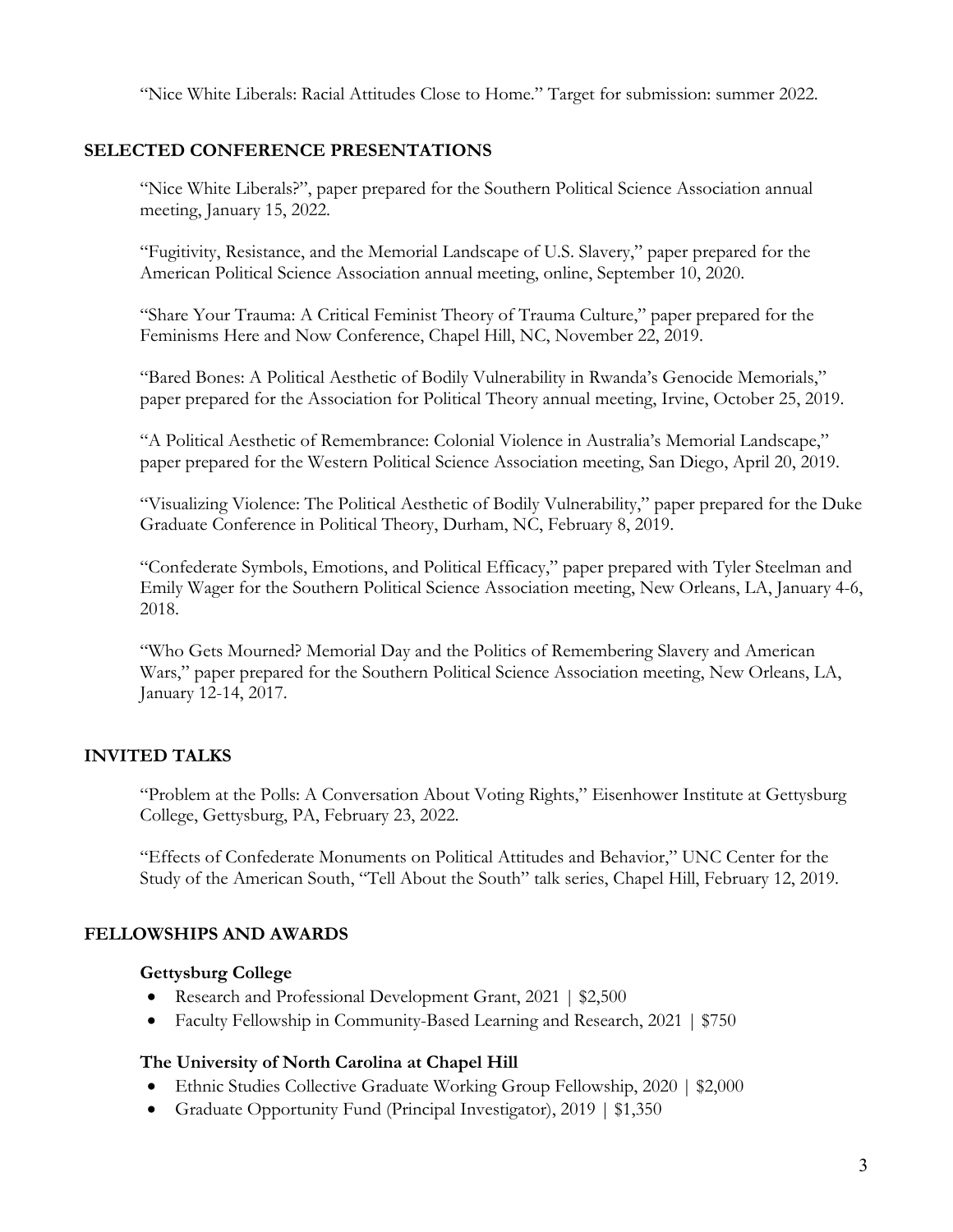"Nice White Liberals: Racial Attitudes Close to Home." Target for submission: summer 2022.

## SELECTED CONFERENCE PRESENTATIONS

"Nice White Liberals?", paper prepared for the Southern Political Science Association annual meeting, January 15, 2022.

"Fugitivity, Resistance, and the Memorial Landscape of U.S. Slavery," paper prepared for the American Political Science Association annual meeting, online, September 10, 2020.

"Share Your Trauma: A Critical Feminist Theory of Trauma Culture," paper prepared for the Feminisms Here and Now Conference, Chapel Hill, NC, November 22, 2019.

"Bared Bones: A Political Aesthetic of Bodily Vulnerability in Rwanda's Genocide Memorials," paper prepared for the Association for Political Theory annual meeting, Irvine, October 25, 2019.

"A Political Aesthetic of Remembrance: Colonial Violence in Australia's Memorial Landscape," paper prepared for the Western Political Science Association meeting, San Diego, April 20, 2019.

"Visualizing Violence: The Political Aesthetic of Bodily Vulnerability," paper prepared for the Duke Graduate Conference in Political Theory, Durham, NC, February 8, 2019.

"Confederate Symbols, Emotions, and Political Efficacy," paper prepared with Tyler Steelman and Emily Wager for the Southern Political Science Association meeting, New Orleans, LA, January 4-6, 2018.

"Who Gets Mourned? Memorial Day and the Politics of Remembering Slavery and American Wars," paper prepared for the Southern Political Science Association meeting, New Orleans, LA, January 12-14, 2017.

## INVITED TALKS

"Problem at the Polls: A Conversation About Voting Rights," Eisenhower Institute at Gettysburg College, Gettysburg, PA, February 23, 2022.

"Effects of Confederate Monuments on Political Attitudes and Behavior," UNC Center for the Study of the American South, "Tell About the South" talk series, Chapel Hill, February 12, 2019.

## FELLOWSHIPS AND AWARDS

### Gettysburg College

- Research and Professional Development Grant, 2021 | $2,500
- Faculty Fellowship in Community-Based Learning and Research, 2021 | $750

### The University of North Carolina at Chapel Hill

- Ethnic Studies Collective Graduate Working Group Fellowship, 2020 | $2,000
- Graduate Opportunity Fund (Principal Investigator), 2019 | $1,350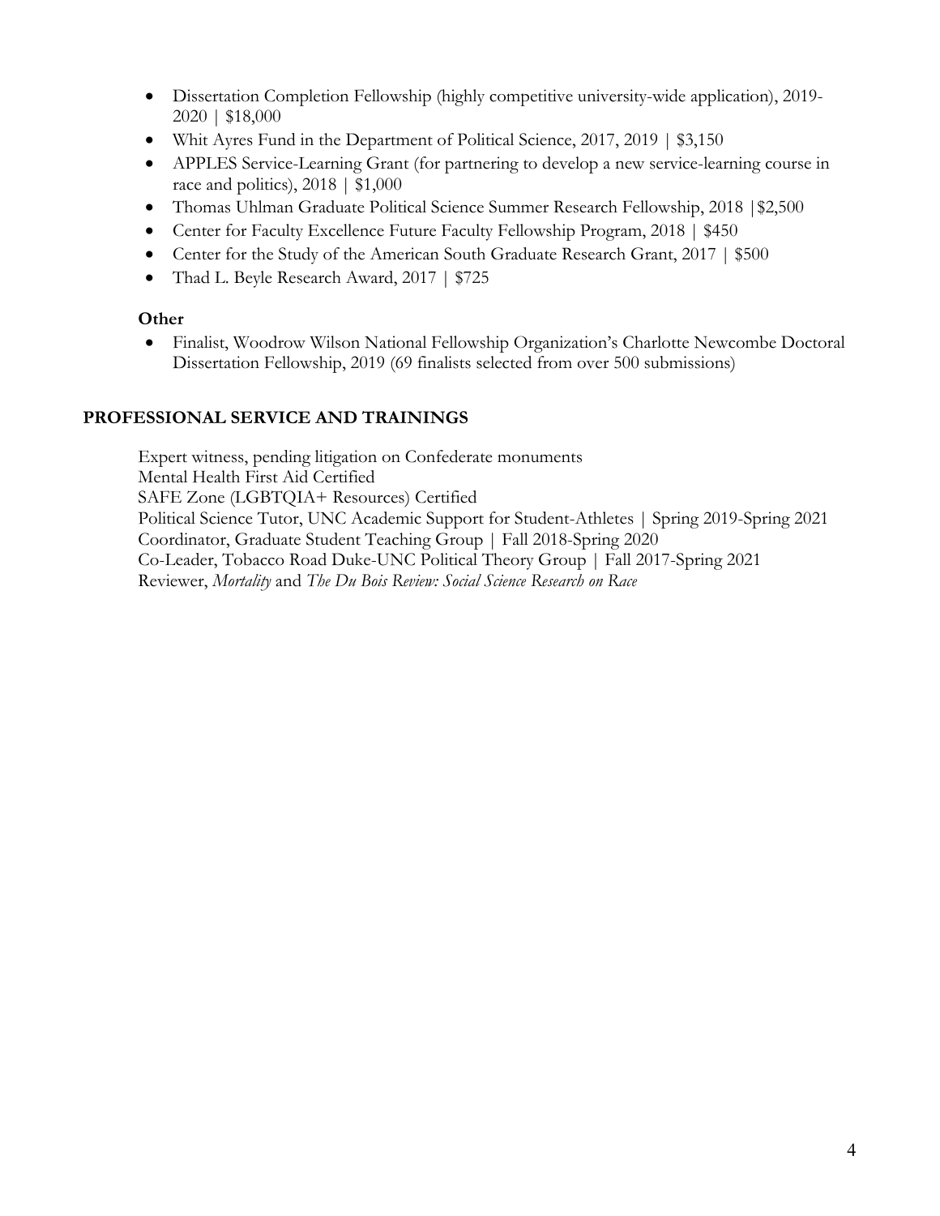- Dissertation Completion Fellowship (highly competitive university-wide application), 2019-2020 | $18,000
- Whit Ayres Fund in the Department of Political Science, 2017, 2019 | $3,150
- APPLES Service-Learning Grant (for partnering to develop a new service-learning course in race and politics), 2018 | $1,000
- Thomas Uhlman Graduate Political Science Summer Research Fellowship, 2018 |$2,500
- Center for Faculty Excellence Future Faculty Fellowship Program, 2018 | $450
- Center for the Study of the American South Graduate Research Grant, 2017 | $500
- Thad L. Beyle Research Award, 2017 | $725

**Other**

- Finalist, Woodrow Wilson National Fellowship Organization's Charlotte Newcombe Doctoral Dissertation Fellowship, 2019 (69 finalists selected from over 500 submissions)

## PROFESSIONAL SERVICE AND TRAININGS

Expert witness, pending litigation on Confederate monuments
Mental Health First Aid Certified
SAFE Zone (LGBTQIA+ Resources) Certified
Political Science Tutor, UNC Academic Support for Student-Athletes | Spring 2019-Spring 2021
Coordinator, Graduate Student Teaching Group | Fall 2018-Spring 2020
Co-Leader, Tobacco Road Duke-UNC Political Theory Group | Fall 2017-Spring 2021
Reviewer, *Mortality* and *The Du Bois Review: Social Science Research on Race*